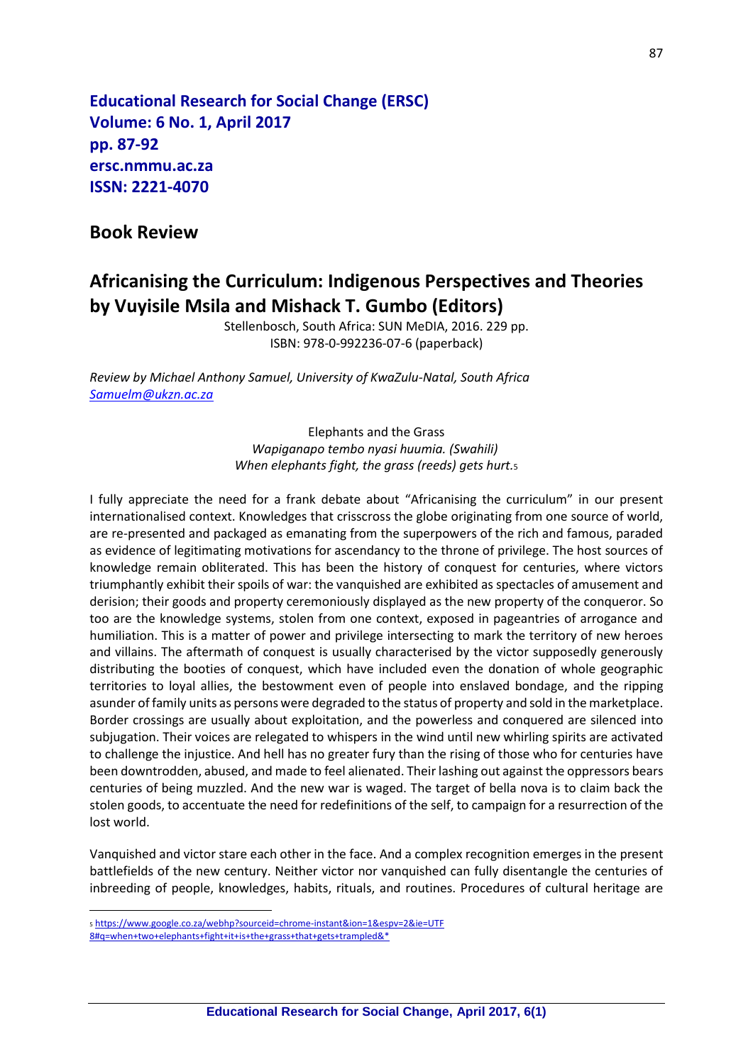**Educational Research for Social Change (ERSC)**
**Volume: 6 No. 1, April 2017**
**pp. 87-92**
**ersc.nmmu.ac.za**
**ISSN: 2221-4070**

## Book Review

# Africanising the Curriculum: Indigenous Perspectives and Theories by Vuyisile Msila and Mishack T. Gumbo (Editors)

Stellenbosch, South Africa: SUN MeDIA, 2016. 229 pp.
ISBN: 978-0-992236-07-6 (paperback)

*Review by Michael Anthony Samuel, University of KwaZulu-Natal, South Africa*
*Samuelm@ukzn.ac.za*

Elephants and the Grass
*Wapiganapo tembo nyasi huumia. (Swahili)*
*When elephants fight, the grass (reeds) gets hurt.*[5]

I fully appreciate the need for a frank debate about "Africanising the curriculum" in our present internationalised context. Knowledges that crisscross the globe originating from one source of world, are re-presented and packaged as emanating from the superpowers of the rich and famous, paraded as evidence of legitimating motivations for ascendancy to the throne of privilege. The host sources of knowledge remain obliterated. This has been the history of conquest for centuries, where victors triumphantly exhibit their spoils of war: the vanquished are exhibited as spectacles of amusement and derision; their goods and property ceremoniously displayed as the new property of the conqueror. So too are the knowledge systems, stolen from one context, exposed in pageantries of arrogance and humiliation. This is a matter of power and privilege intersecting to mark the territory of new heroes and villains. The aftermath of conquest is usually characterised by the victor supposedly generously distributing the booties of conquest, which have included even the donation of whole geographic territories to loyal allies, the bestowment even of people into enslaved bondage, and the ripping asunder of family units as persons were degraded to the status of property and sold in the marketplace. Border crossings are usually about exploitation, and the powerless and conquered are silenced into subjugation. Their voices are relegated to whispers in the wind until new whirling spirits are activated to challenge the injustice. And hell has no greater fury than the rising of those who for centuries have been downtrodden, abused, and made to feel alienated. Their lashing out against the oppressors bears centuries of being muzzled. And the new war is waged. The target of bella nova is to claim back the stolen goods, to accentuate the need for redefinitions of the self, to campaign for a resurrection of the lost world.

Vanquished and victor stare each other in the face. And a complex recognition emerges in the present battlefields of the new century. Neither victor nor vanquished can fully disentangle the centuries of inbreeding of people, knowledges, habits, rituals, and routines. Procedures of cultural heritage are

---

[5] https://www.google.co.za/webhp?sourceid=chrome-instant&ion=1&espv=2&ie=UTF8#q=when+two+elephants+fight+it+is+the+grass+that+gets+trampled&*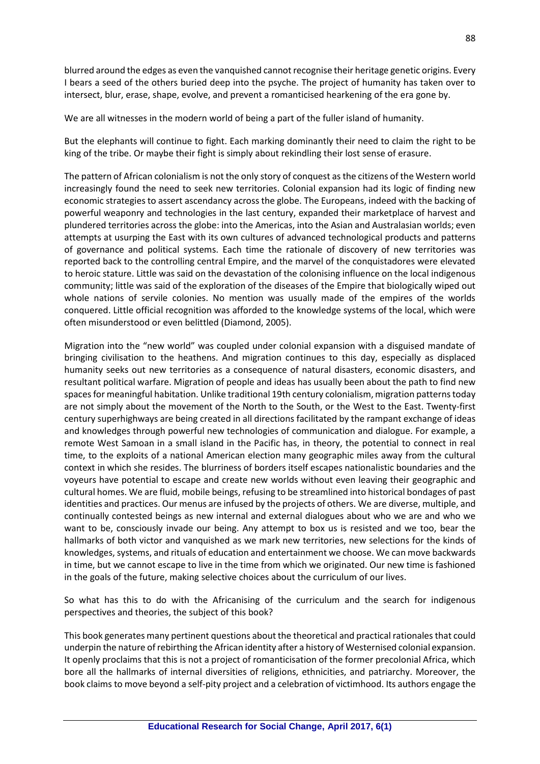blurred around the edges as even the vanquished cannot recognise their heritage genetic origins. Every I bears a seed of the others buried deep into the psyche. The project of humanity has taken over to intersect, blur, erase, shape, evolve, and prevent a romanticised hearkening of the era gone by.

We are all witnesses in the modern world of being a part of the fuller island of humanity.

But the elephants will continue to fight. Each marking dominantly their need to claim the right to be king of the tribe. Or maybe their fight is simply about rekindling their lost sense of erasure.

The pattern of African colonialism is not the only story of conquest as the citizens of the Western world increasingly found the need to seek new territories. Colonial expansion had its logic of finding new economic strategies to assert ascendancy across the globe. The Europeans, indeed with the backing of powerful weaponry and technologies in the last century, expanded their marketplace of harvest and plundered territories across the globe: into the Americas, into the Asian and Australasian worlds; even attempts at usurping the East with its own cultures of advanced technological products and patterns of governance and political systems. Each time the rationale of discovery of new territories was reported back to the controlling central Empire, and the marvel of the conquistadores were elevated to heroic stature. Little was said on the devastation of the colonising influence on the local indigenous community; little was said of the exploration of the diseases of the Empire that biologically wiped out whole nations of servile colonies. No mention was usually made of the empires of the worlds conquered. Little official recognition was afforded to the knowledge systems of the local, which were often misunderstood or even belittled (Diamond, 2005).

Migration into the "new world" was coupled under colonial expansion with a disguised mandate of bringing civilisation to the heathens. And migration continues to this day, especially as displaced humanity seeks out new territories as a consequence of natural disasters, economic disasters, and resultant political warfare. Migration of people and ideas has usually been about the path to find new spaces for meaningful habitation. Unlike traditional 19th century colonialism, migration patterns today are not simply about the movement of the North to the South, or the West to the East. Twenty-first century superhighways are being created in all directions facilitated by the rampant exchange of ideas and knowledges through powerful new technologies of communication and dialogue. For example, a remote West Samoan in a small island in the Pacific has, in theory, the potential to connect in real time, to the exploits of a national American election many geographic miles away from the cultural context in which she resides. The blurriness of borders itself escapes nationalistic boundaries and the voyeurs have potential to escape and create new worlds without even leaving their geographic and cultural homes. We are fluid, mobile beings, refusing to be streamlined into historical bondages of past identities and practices. Our menus are infused by the projects of others. We are diverse, multiple, and continually contested beings as new internal and external dialogues about who we are and who we want to be, consciously invade our being. Any attempt to box us is resisted and we too, bear the hallmarks of both victor and vanquished as we mark new territories, new selections for the kinds of knowledges, systems, and rituals of education and entertainment we choose. We can move backwards in time, but we cannot escape to live in the time from which we originated. Our new time is fashioned in the goals of the future, making selective choices about the curriculum of our lives.

So what has this to do with the Africanising of the curriculum and the search for indigenous perspectives and theories, the subject of this book?

This book generates many pertinent questions about the theoretical and practical rationales that could underpin the nature of rebirthing the African identity after a history of Westernised colonial expansion. It openly proclaims that this is not a project of romanticisation of the former precolonial Africa, which bore all the hallmarks of internal diversities of religions, ethnicities, and patriarchy. Moreover, the book claims to move beyond a self-pity project and a celebration of victimhood. Its authors engage the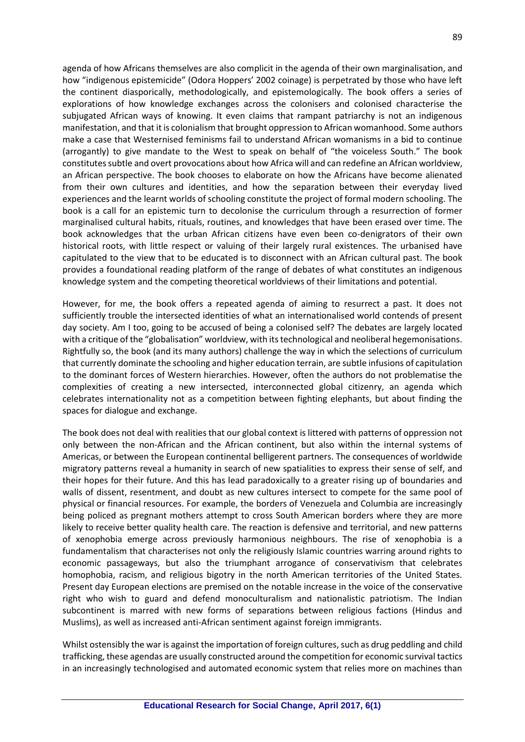agenda of how Africans themselves are also complicit in the agenda of their own marginalisation, and how "indigenous epistemicide" (Odora Hoppers' 2002 coinage) is perpetrated by those who have left the continent diasporically, methodologically, and epistemologically. The book offers a series of explorations of how knowledge exchanges across the colonisers and colonised characterise the subjugated African ways of knowing. It even claims that rampant patriarchy is not an indigenous manifestation, and that it is colonialism that brought oppression to African womanhood. Some authors make a case that Westernised feminisms fail to understand African womanisms in a bid to continue (arrogantly) to give mandate to the West to speak on behalf of "the voiceless South." The book constitutes subtle and overt provocations about how Africa will and can redefine an African worldview, an African perspective. The book chooses to elaborate on how the Africans have become alienated from their own cultures and identities, and how the separation between their everyday lived experiences and the learnt worlds of schooling constitute the project of formal modern schooling. The book is a call for an epistemic turn to decolonise the curriculum through a resurrection of former marginalised cultural habits, rituals, routines, and knowledges that have been erased over time. The book acknowledges that the urban African citizens have even been co-denigrators of their own historical roots, with little respect or valuing of their largely rural existences. The urbanised have capitulated to the view that to be educated is to disconnect with an African cultural past. The book provides a foundational reading platform of the range of debates of what constitutes an indigenous knowledge system and the competing theoretical worldviews of their limitations and potential.

However, for me, the book offers a repeated agenda of aiming to resurrect a past. It does not sufficiently trouble the intersected identities of what an internationalised world contends of present day society. Am I too, going to be accused of being a colonised self? The debates are largely located with a critique of the "globalisation" worldview, with its technological and neoliberal hegemonisations. Rightfully so, the book (and its many authors) challenge the way in which the selections of curriculum that currently dominate the schooling and higher education terrain, are subtle infusions of capitulation to the dominant forces of Western hierarchies. However, often the authors do not problematise the complexities of creating a new intersected, interconnected global citizenry, an agenda which celebrates internationality not as a competition between fighting elephants, but about finding the spaces for dialogue and exchange.

The book does not deal with realities that our global context is littered with patterns of oppression not only between the non-African and the African continent, but also within the internal systems of Americas, or between the European continental belligerent partners. The consequences of worldwide migratory patterns reveal a humanity in search of new spatialities to express their sense of self, and their hopes for their future. And this has lead paradoxically to a greater rising up of boundaries and walls of dissent, resentment, and doubt as new cultures intersect to compete for the same pool of physical or financial resources. For example, the borders of Venezuela and Columbia are increasingly being policed as pregnant mothers attempt to cross South American borders where they are more likely to receive better quality health care. The reaction is defensive and territorial, and new patterns of xenophobia emerge across previously harmonious neighbours. The rise of xenophobia is a fundamentalism that characterises not only the religiously Islamic countries warring around rights to economic passageways, but also the triumphant arrogance of conservativism that celebrates homophobia, racism, and religious bigotry in the north American territories of the United States. Present day European elections are premised on the notable increase in the voice of the conservative right who wish to guard and defend monoculturalism and nationalistic patriotism. The Indian subcontinent is marred with new forms of separations between religious factions (Hindus and Muslims), as well as increased anti-African sentiment against foreign immigrants.

Whilst ostensibly the war is against the importation of foreign cultures, such as drug peddling and child trafficking, these agendas are usually constructed around the competition for economic survival tactics in an increasingly technologised and automated economic system that relies more on machines than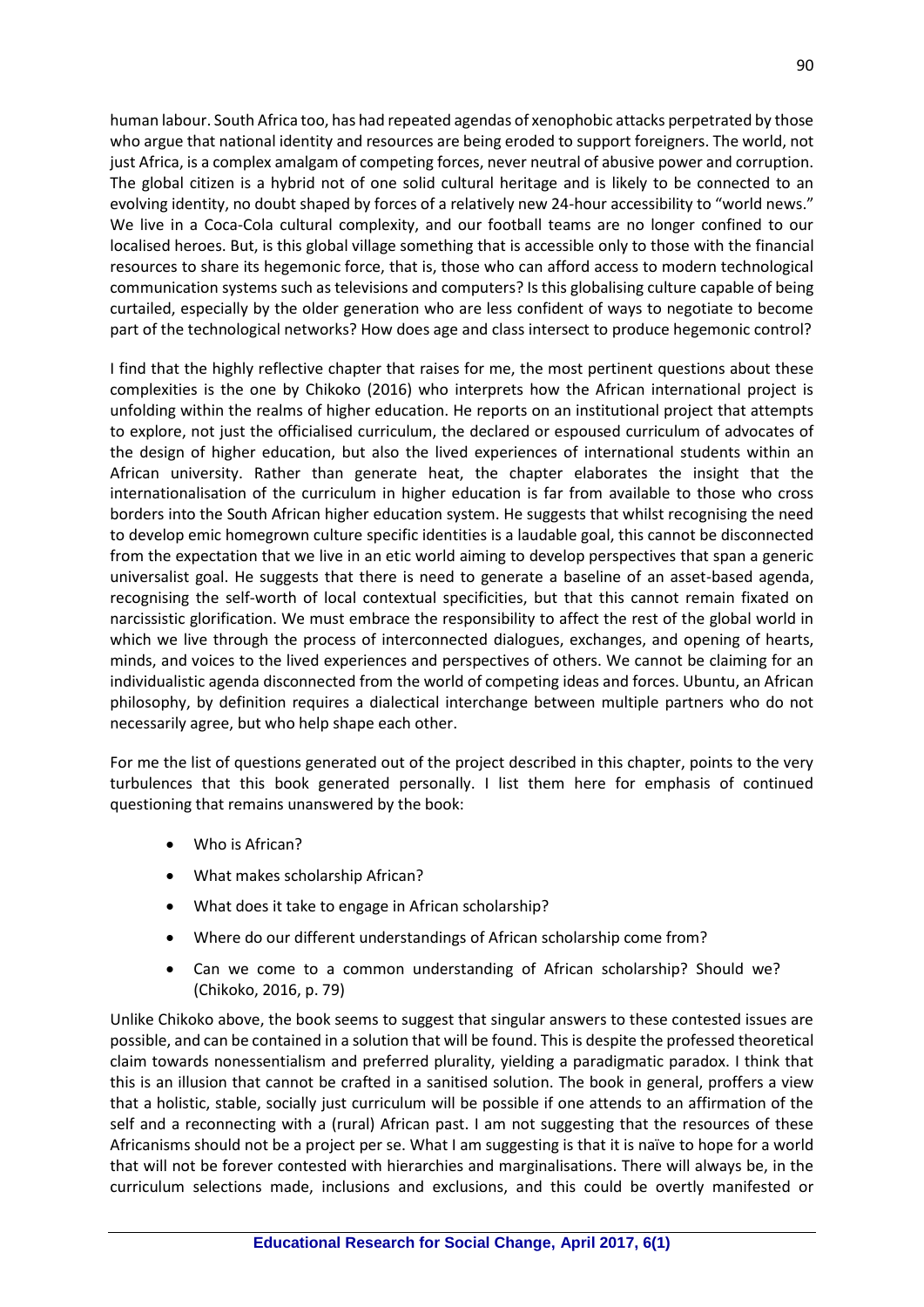human labour. South Africa too, has had repeated agendas of xenophobic attacks perpetrated by those who argue that national identity and resources are being eroded to support foreigners. The world, not just Africa, is a complex amalgam of competing forces, never neutral of abusive power and corruption. The global citizen is a hybrid not of one solid cultural heritage and is likely to be connected to an evolving identity, no doubt shaped by forces of a relatively new 24-hour accessibility to "world news." We live in a Coca-Cola cultural complexity, and our football teams are no longer confined to our localised heroes. But, is this global village something that is accessible only to those with the financial resources to share its hegemonic force, that is, those who can afford access to modern technological communication systems such as televisions and computers? Is this globalising culture capable of being curtailed, especially by the older generation who are less confident of ways to negotiate to become part of the technological networks? How does age and class intersect to produce hegemonic control?

I find that the highly reflective chapter that raises for me, the most pertinent questions about these complexities is the one by Chikoko (2016) who interprets how the African international project is unfolding within the realms of higher education. He reports on an institutional project that attempts to explore, not just the officialised curriculum, the declared or espoused curriculum of advocates of the design of higher education, but also the lived experiences of international students within an African university. Rather than generate heat, the chapter elaborates the insight that the internationalisation of the curriculum in higher education is far from available to those who cross borders into the South African higher education system. He suggests that whilst recognising the need to develop emic homegrown culture specific identities is a laudable goal, this cannot be disconnected from the expectation that we live in an etic world aiming to develop perspectives that span a generic universalist goal. He suggests that there is need to generate a baseline of an asset-based agenda, recognising the self-worth of local contextual specificities, but that this cannot remain fixated on narcissistic glorification. We must embrace the responsibility to affect the rest of the global world in which we live through the process of interconnected dialogues, exchanges, and opening of hearts, minds, and voices to the lived experiences and perspectives of others. We cannot be claiming for an individualistic agenda disconnected from the world of competing ideas and forces. Ubuntu, an African philosophy, by definition requires a dialectical interchange between multiple partners who do not necessarily agree, but who help shape each other.

For me the list of questions generated out of the project described in this chapter, points to the very turbulences that this book generated personally. I list them here for emphasis of continued questioning that remains unanswered by the book:

- Who is African?
- What makes scholarship African?
- What does it take to engage in African scholarship?
- Where do our different understandings of African scholarship come from?
- Can we come to a common understanding of African scholarship? Should we? (Chikoko, 2016, p. 79)

Unlike Chikoko above, the book seems to suggest that singular answers to these contested issues are possible, and can be contained in a solution that will be found. This is despite the professed theoretical claim towards nonessentialism and preferred plurality, yielding a paradigmatic paradox. I think that this is an illusion that cannot be crafted in a sanitised solution. The book in general, proffers a view that a holistic, stable, socially just curriculum will be possible if one attends to an affirmation of the self and a reconnecting with a (rural) African past. I am not suggesting that the resources of these Africanisms should not be a project per se. What I am suggesting is that it is naïve to hope for a world that will not be forever contested with hierarchies and marginalisations. There will always be, in the curriculum selections made, inclusions and exclusions, and this could be overtly manifested or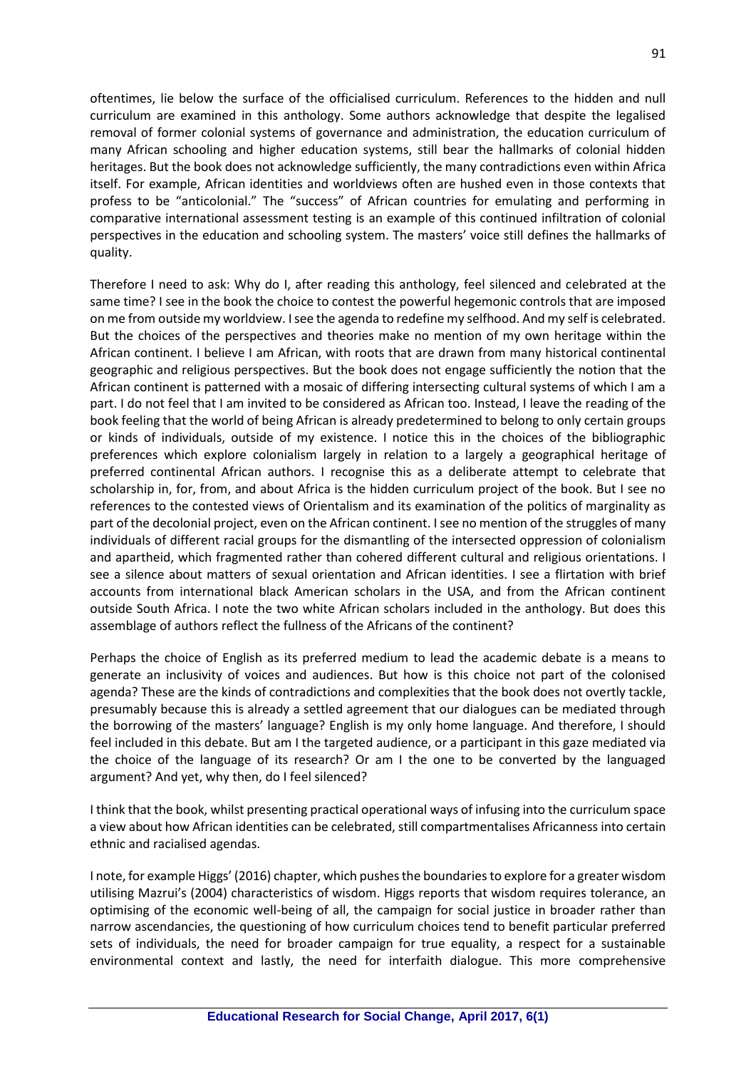oftentimes, lie below the surface of the officialised curriculum. References to the hidden and null curriculum are examined in this anthology. Some authors acknowledge that despite the legalised removal of former colonial systems of governance and administration, the education curriculum of many African schooling and higher education systems, still bear the hallmarks of colonial hidden heritages. But the book does not acknowledge sufficiently, the many contradictions even within Africa itself. For example, African identities and worldviews often are hushed even in those contexts that profess to be "anticolonial." The "success" of African countries for emulating and performing in comparative international assessment testing is an example of this continued infiltration of colonial perspectives in the education and schooling system. The masters' voice still defines the hallmarks of quality.

Therefore I need to ask: Why do I, after reading this anthology, feel silenced and celebrated at the same time? I see in the book the choice to contest the powerful hegemonic controls that are imposed on me from outside my worldview. I see the agenda to redefine my selfhood. And my self is celebrated. But the choices of the perspectives and theories make no mention of my own heritage within the African continent. I believe I am African, with roots that are drawn from many historical continental geographic and religious perspectives. But the book does not engage sufficiently the notion that the African continent is patterned with a mosaic of differing intersecting cultural systems of which I am a part. I do not feel that I am invited to be considered as African too. Instead, I leave the reading of the book feeling that the world of being African is already predetermined to belong to only certain groups or kinds of individuals, outside of my existence. I notice this in the choices of the bibliographic preferences which explore colonialism largely in relation to a largely a geographical heritage of preferred continental African authors. I recognise this as a deliberate attempt to celebrate that scholarship in, for, from, and about Africa is the hidden curriculum project of the book. But I see no references to the contested views of Orientalism and its examination of the politics of marginality as part of the decolonial project, even on the African continent. I see no mention of the struggles of many individuals of different racial groups for the dismantling of the intersected oppression of colonialism and apartheid, which fragmented rather than cohered different cultural and religious orientations. I see a silence about matters of sexual orientation and African identities. I see a flirtation with brief accounts from international black American scholars in the USA, and from the African continent outside South Africa. I note the two white African scholars included in the anthology. But does this assemblage of authors reflect the fullness of the Africans of the continent?

Perhaps the choice of English as its preferred medium to lead the academic debate is a means to generate an inclusivity of voices and audiences. But how is this choice not part of the colonised agenda? These are the kinds of contradictions and complexities that the book does not overtly tackle, presumably because this is already a settled agreement that our dialogues can be mediated through the borrowing of the masters' language? English is my only home language. And therefore, I should feel included in this debate. But am I the targeted audience, or a participant in this gaze mediated via the choice of the language of its research? Or am I the one to be converted by the languaged argument? And yet, why then, do I feel silenced?

I think that the book, whilst presenting practical operational ways of infusing into the curriculum space a view about how African identities can be celebrated, still compartmentalises Africanness into certain ethnic and racialised agendas.

I note, for example Higgs' (2016) chapter, which pushes the boundaries to explore for a greater wisdom utilising Mazrui's (2004) characteristics of wisdom. Higgs reports that wisdom requires tolerance, an optimising of the economic well-being of all, the campaign for social justice in broader rather than narrow ascendancies, the questioning of how curriculum choices tend to benefit particular preferred sets of individuals, the need for broader campaign for true equality, a respect for a sustainable environmental context and lastly, the need for interfaith dialogue. This more comprehensive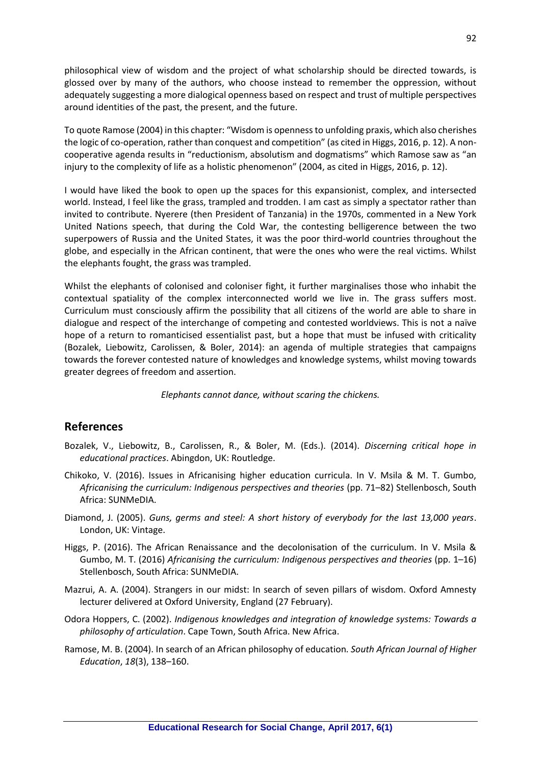philosophical view of wisdom and the project of what scholarship should be directed towards, is glossed over by many of the authors, who choose instead to remember the oppression, without adequately suggesting a more dialogical openness based on respect and trust of multiple perspectives around identities of the past, the present, and the future.

To quote Ramose (2004) in this chapter: "Wisdom is openness to unfolding praxis, which also cherishes the logic of co-operation, rather than conquest and competition" (as cited in Higgs, 2016, p. 12). A non-cooperative agenda results in "reductionism, absolutism and dogmatisms" which Ramose saw as "an injury to the complexity of life as a holistic phenomenon" (2004, as cited in Higgs, 2016, p. 12).

I would have liked the book to open up the spaces for this expansionist, complex, and intersected world. Instead, I feel like the grass, trampled and trodden. I am cast as simply a spectator rather than invited to contribute. Nyerere (then President of Tanzania) in the 1970s, commented in a New York United Nations speech, that during the Cold War, the contesting belligerence between the two superpowers of Russia and the United States, it was the poor third-world countries throughout the globe, and especially in the African continent, that were the ones who were the real victims. Whilst the elephants fought, the grass was trampled.

Whilst the elephants of colonised and coloniser fight, it further marginalises those who inhabit the contextual spatiality of the complex interconnected world we live in. The grass suffers most. Curriculum must consciously affirm the possibility that all citizens of the world are able to share in dialogue and respect of the interchange of competing and contested worldviews. This is not a naïve hope of a return to romanticised essentialist past, but a hope that must be infused with criticality (Bozalek, Liebowitz, Carolissen, & Boler, 2014): an agenda of multiple strategies that campaigns towards the forever contested nature of knowledges and knowledge systems, whilst moving towards greater degrees of freedom and assertion.

*Elephants cannot dance, without scaring the chickens.*

## References

Bozalek, V., Liebowitz, B., Carolissen, R., & Boler, M. (Eds.). (2014). *Discerning critical hope in educational practices*. Abingdon, UK: Routledge.

Chikoko, V. (2016). Issues in Africanising higher education curricula. In V. Msila & M. T. Gumbo, *Africanising the curriculum: Indigenous perspectives and theories* (pp. 71–82) Stellenbosch, South Africa: SUNMeDIA.

Diamond, J. (2005). *Guns, germs and steel: A short history of everybody for the last 13,000 years*. London, UK: Vintage.

Higgs, P. (2016). The African Renaissance and the decolonisation of the curriculum. In V. Msila & Gumbo, M. T. (2016) *Africanising the curriculum: Indigenous perspectives and theories* (pp. 1–16) Stellenbosch, South Africa: SUNMeDIA.

Mazrui, A. A. (2004). Strangers in our midst: In search of seven pillars of wisdom. Oxford Amnesty lecturer delivered at Oxford University, England (27 February).

Odora Hoppers, C. (2002). *Indigenous knowledges and integration of knowledge systems: Towards a philosophy of articulation*. Cape Town, South Africa. New Africa.

Ramose, M. B. (2004). In search of an African philosophy of education. *South African Journal of Higher Education*, *18*(3), 138–160.